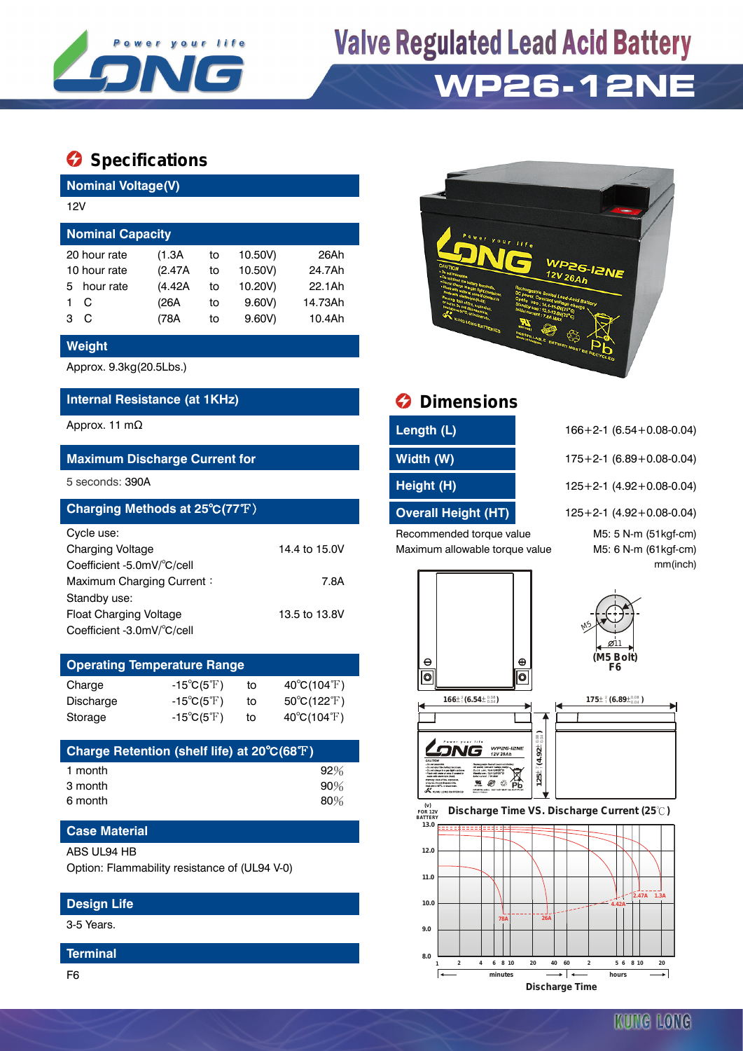# Valve Regulated Lead Acid Battery

# WP26-12NE

## Specifications

### Nominal Voltage(V)

12V

### Nominal Capacity

| | | | | |
|---|---|---|---|---|
| 20 hour rate | (1.3A | to | 10.50V) | 26Ah |
| 10 hour rate | (2.47A | to | 10.50V) | 24.7Ah |
| 5 hour rate | (4.42A | to | 10.20V) | 22.1Ah |
| 1 C | (26A | to | 9.60V) | 14.73Ah |
| 3 C | (78A | to | 9.60V) | 10.4Ah |

### Weight

Approx. 9.3kg(20.5Lbs.)

### Internal Resistance (at 1KHz)

Approx. 11 mΩ

### Maximum Discharge Current for

5 seconds: 390A

### Charging Methods at 25℃(77℉)

Cycle use:
Charging Voltage 14.4 to 15.0V
Coefficient -5.0mV/℃/cell
Maximum Charging Current : 7.8A
Standby use:
Float Charging Voltage 13.5 to 13.8V
Coefficient -3.0mV/℃/cell

### Operating Temperature Range

| | | | |
|---|---|---|---|
| Charge | -15℃(5℉) | to | 40℃(104℉) |
| Discharge | -15℃(5℉) | to | 50℃(122℉) |
| Storage | -15℃(5℉) | to | 40℃(104℉) |

### Charge Retention (shelf life) at 20℃(68℉)

| | |
|---|---|
| 1 month | 92% |
| 3 month | 90% |
| 6 month | 80% |

### Case Material

ABS UL94 HB
Option: Flammability resistance of (UL94 V-0)

### Design Life

3-5 Years.

### Terminal

F6

## Dimensions

| | |
|---|---|
| Length (L) | 166+2-1 (6.54+0.08-0.04) |
| Width (W) | 175+2-1 (6.89+0.08-0.04) |
| Height (H) | 125+2-1 (4.92+0.08-0.04) |
| Overall Height (HT) | 125+2-1 (4.92+0.08-0.04) |

Recommended torque value M5: 5 N-m (51kgf-cm)
Maximum allowable torque value M5: 6 N-m (61kgf-cm)
mm(inch)

(M5 Bolt) F6

Discharge Time VS. Discharge Current (25℃)

Discharge Time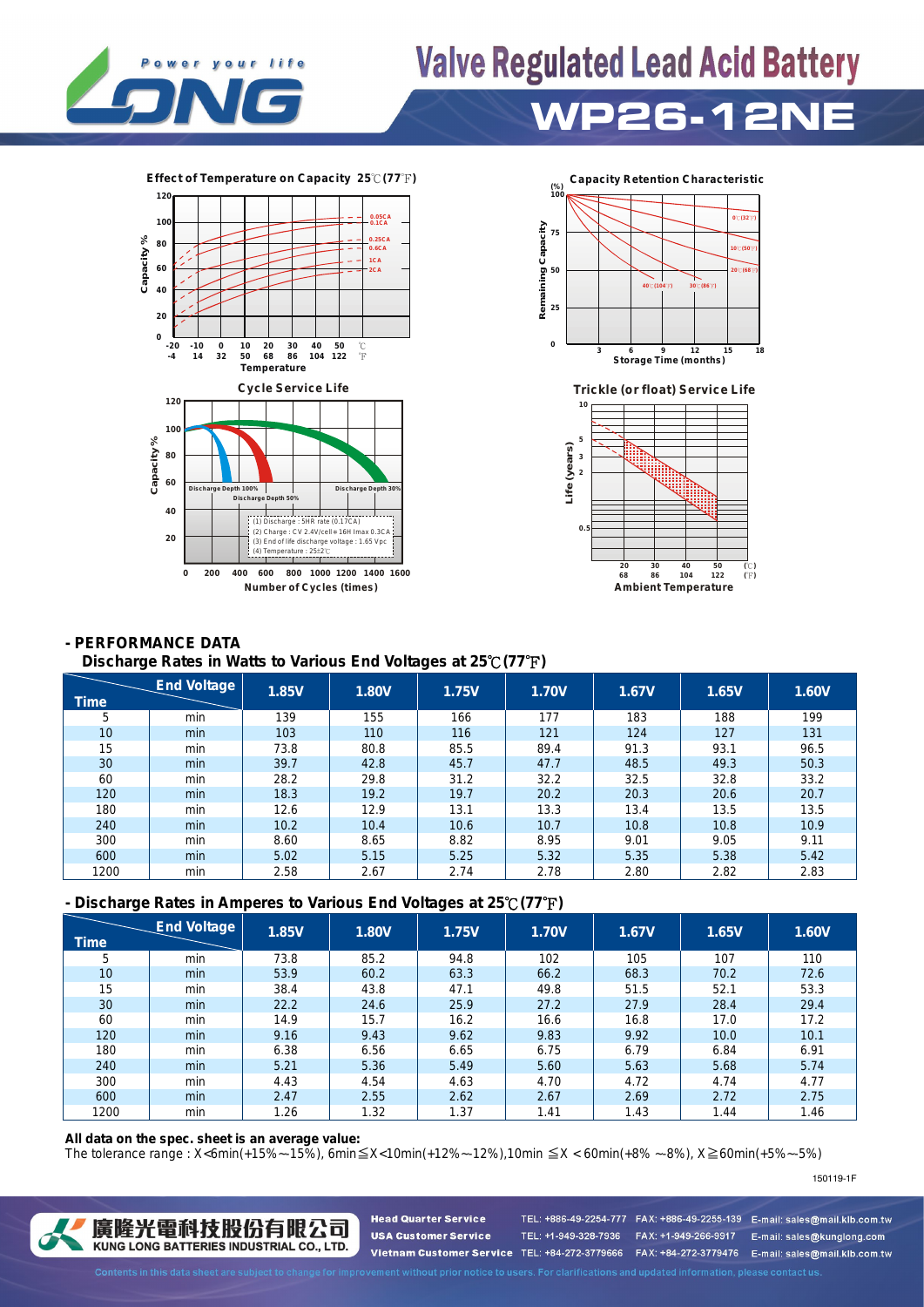# Valve Regulated Lead Acid Battery

## WP26-12NE

Power your life

LONG

Effect of Temperature on Capacity 25℃(77℉)

120
100
80
60
40
20
0

Capacity %

0.05CA
0.1CA
0.25CA
0.6CA
1CA
2CA

-20 -10 0 10 20 30 40 50 ℃
-4 14 32 50 68 86 104 122 ℉

Temperature

Capacity Retention Characteristic

(%)
100
75
50
25
0

Remaining Capacity

0℃(32℉)
10℃(50℉)
20℃(68℉)
40℃(104℉)
30℃(86℉)

3 6 9 12 15 18

Storage Time (months)

Cycle Service Life

120
100
80
60
40
20

Capacity %

Discharge Depth 100%
Discharge Depth 50%
Discharge Depth 30%

(1) Discharge : 5HR rate (0.17CA)
(2) Charge : CV 2.4V/cell× 16H Imax 0.3CA
(3) End of life discharge voltage : 1.65 Vpc
(4) Temperature : 25±2℃

0 200 400 600 800 1000 1200 1400 1600

Number of Cycles (times)

Trickle (or float) Service Life

10
5
3
2
0.5

Life (years)

20 30 40 50 (℃)
68 86 104 122 (℉)

Ambient Temperature

## - PERFORMANCE DATA

### Discharge Rates in Watts to Various End Voltages at 25℃(77℉)

| Time | End Voltage | 1.85V | 1.80V | 1.75V | 1.70V | 1.67V | 1.65V | 1.60V |
|---|---|---|---|---|---|---|---|---|
| 5 | min | 139 | 155 | 166 | 177 | 183 | 188 | 199 |
| 10 | min | 103 | 110 | 116 | 121 | 124 | 127 | 131 |
| 15 | min | 73.8 | 80.8 | 85.5 | 89.4 | 91.3 | 93.1 | 96.5 |
| 30 | min | 39.7 | 42.8 | 45.7 | 47.7 | 48.5 | 49.3 | 50.3 |
| 60 | min | 28.2 | 29.8 | 31.2 | 32.2 | 32.5 | 32.8 | 33.2 |
| 120 | min | 18.3 | 19.2 | 19.7 | 20.2 | 20.3 | 20.6 | 20.7 |
| 180 | min | 12.6 | 12.9 | 13.1 | 13.3 | 13.4 | 13.5 | 13.5 |
| 240 | min | 10.2 | 10.4 | 10.6 | 10.7 | 10.8 | 10.8 | 10.9 |
| 300 | min | 8.60 | 8.65 | 8.82 | 8.95 | 9.01 | 9.05 | 9.11 |
| 600 | min | 5.02 | 5.15 | 5.25 | 5.32 | 5.35 | 5.38 | 5.42 |
| 1200 | min | 2.58 | 2.67 | 2.74 | 2.78 | 2.80 | 2.82 | 2.83 |

### - Discharge Rates in Amperes to Various End Voltages at 25℃(77℉)

| Time | End Voltage | 1.85V | 1.80V | 1.75V | 1.70V | 1.67V | 1.65V | 1.60V |
|---|---|---|---|---|---|---|---|---|
| 5 | min | 73.8 | 85.2 | 94.8 | 102 | 105 | 107 | 110 |
| 10 | min | 53.9 | 60.2 | 63.3 | 66.2 | 68.3 | 70.2 | 72.6 |
| 15 | min | 38.4 | 43.8 | 47.1 | 49.8 | 51.5 | 52.1 | 53.3 |
| 30 | min | 22.2 | 24.6 | 25.9 | 27.2 | 27.9 | 28.4 | 29.4 |
| 60 | min | 14.9 | 15.7 | 16.2 | 16.6 | 16.8 | 17.0 | 17.2 |
| 120 | min | 9.16 | 9.43 | 9.62 | 9.83 | 9.92 | 10.0 | 10.1 |
| 180 | min | 6.38 | 6.56 | 6.65 | 6.75 | 6.79 | 6.84 | 6.91 |
| 240 | min | 5.21 | 5.36 | 5.49 | 5.60 | 5.63 | 5.68 | 5.74 |
| 300 | min | 4.43 | 4.54 | 4.63 | 4.70 | 4.72 | 4.74 | 4.77 |
| 600 | min | 2.47 | 2.55 | 2.62 | 2.67 | 2.69 | 2.72 | 2.75 |
| 1200 | min | 1.26 | 1.32 | 1.37 | 1.41 | 1.43 | 1.44 | 1.46 |

**All data on the spec. sheet is an average value:**
The tolerance range : X<6min(+15%~-15%), 6min≦X<10min(+12%~-12%),10min ≦X < 60min(+8% ~-8%), X≧60min(+5%~-5%)

150119-1F

廣隆光電科技股份有限公司
KUNG LONG BATTERIES INDUSTRIAL CO., LTD.

| | | | |
|---|---|---|---|
| Head Quarter Service | TEL: +886-49-2254-777 | FAX: +886-49-2255-139 | E-mail: sales@mail.klb.com.tw |
| USA Customer Service | TEL: +1-949-328-7936 | FAX: +1-949-266-9917 | E-mail: sales@kunglong.com |
| Vietnam Customer Service | TEL: +84-272-3779666 | FAX: +84-272-3779476 | E-mail: sales@mail.klb.com.tw |

Contents in this data sheet are subject to change for improvement without prior notice to users. For clarifications and updated information, please contact us.